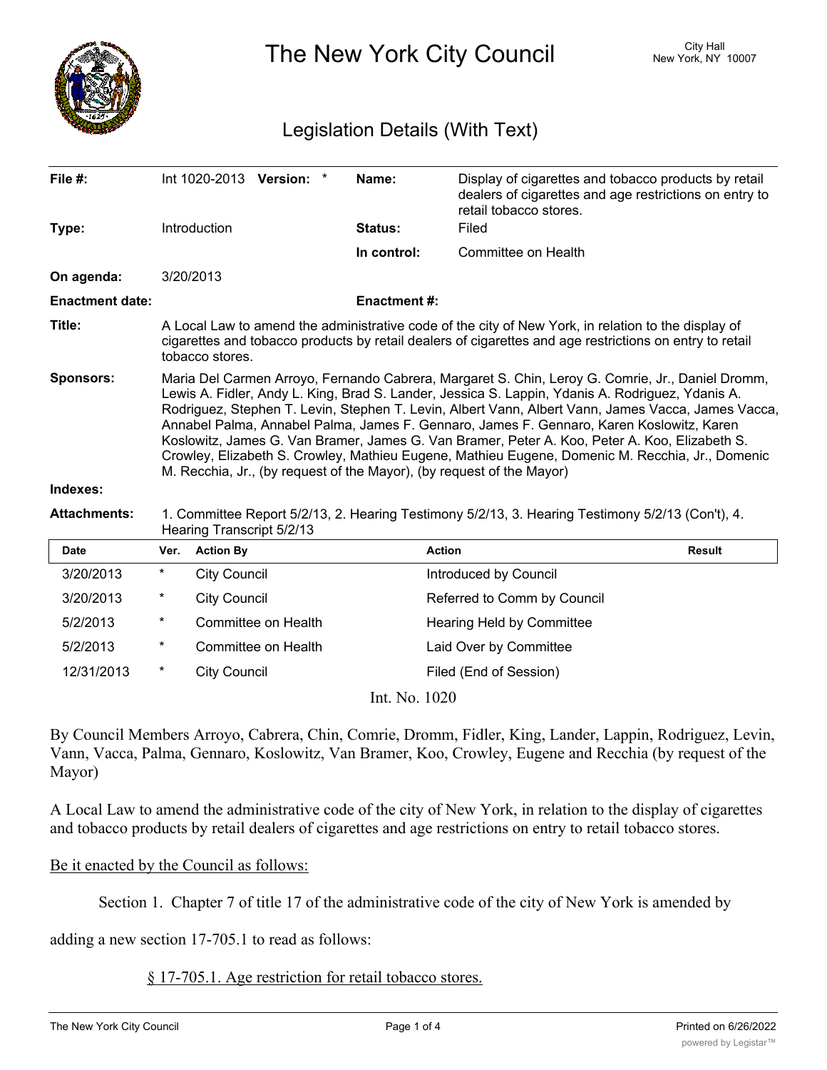# The New York City Council

City Hall
New York, NY 10007

## Legislation Details (With Text)

| | | | |
|---|---|---|---|
| **File #:** | Int 1020-2013 **Version:** * | **Name:** | Display of cigarettes and tobacco products by retail dealers of cigarettes and age restrictions on entry to retail tobacco stores. |
| **Type:** | Introduction | **Status:** | Filed |
| | | **In control:** | Committee on Health |
| **On agenda:** | 3/20/2013 | | |
| **Enactment date:** | | **Enactment #:** | |

**Title:** A Local Law to amend the administrative code of the city of New York, in relation to the display of cigarettes and tobacco products by retail dealers of cigarettes and age restrictions on entry to retail tobacco stores.

**Sponsors:** Maria Del Carmen Arroyo, Fernando Cabrera, Margaret S. Chin, Leroy G. Comrie, Jr., Daniel Dromm, Lewis A. Fidler, Andy L. King, Brad S. Lander, Jessica S. Lappin, Ydanis A. Rodriguez, Ydanis A. Rodriguez, Stephen T. Levin, Stephen T. Levin, Albert Vann, Albert Vann, James Vacca, James Vacca, Annabel Palma, Annabel Palma, James F. Gennaro, James F. Gennaro, Karen Koslowitz, Karen Koslowitz, James G. Van Bramer, James G. Van Bramer, Peter A. Koo, Peter A. Koo, Elizabeth S. Crowley, Elizabeth S. Crowley, Mathieu Eugene, Mathieu Eugene, Domenic M. Recchia, Jr., Domenic M. Recchia, Jr., (by request of the Mayor), (by request of the Mayor)

**Indexes:**

**Attachments:** 1. Committee Report 5/2/13, 2. Hearing Testimony 5/2/13, 3. Hearing Testimony 5/2/13 (Con't), 4. Hearing Transcript 5/2/13

| Date | Ver. | Action By | Action | Result |
|---|---|---|---|---|
| 3/20/2013 | * | City Council | Introduced by Council | |
| 3/20/2013 | * | City Council | Referred to Comm by Council | |
| 5/2/2013 | * | Committee on Health | Hearing Held by Committee | |
| 5/2/2013 | * | Committee on Health | Laid Over by Committee | |
| 12/31/2013 | * | City Council | Filed (End of Session) | |

Int. No. 1020

By Council Members Arroyo, Cabrera, Chin, Comrie, Dromm, Fidler, King, Lander, Lappin, Rodriguez, Levin, Vann, Vacca, Palma, Gennaro, Koslowitz, Van Bramer, Koo, Crowley, Eugene and Recchia (by request of the Mayor)

A Local Law to amend the administrative code of the city of New York, in relation to the display of cigarettes and tobacco products by retail dealers of cigarettes and age restrictions on entry to retail tobacco stores.

Be it enacted by the Council as follows:

Section 1. Chapter 7 of title 17 of the administrative code of the city of New York is amended by adding a new section 17-705.1 to read as follows:

§ 17-705.1. Age restriction for retail tobacco stores.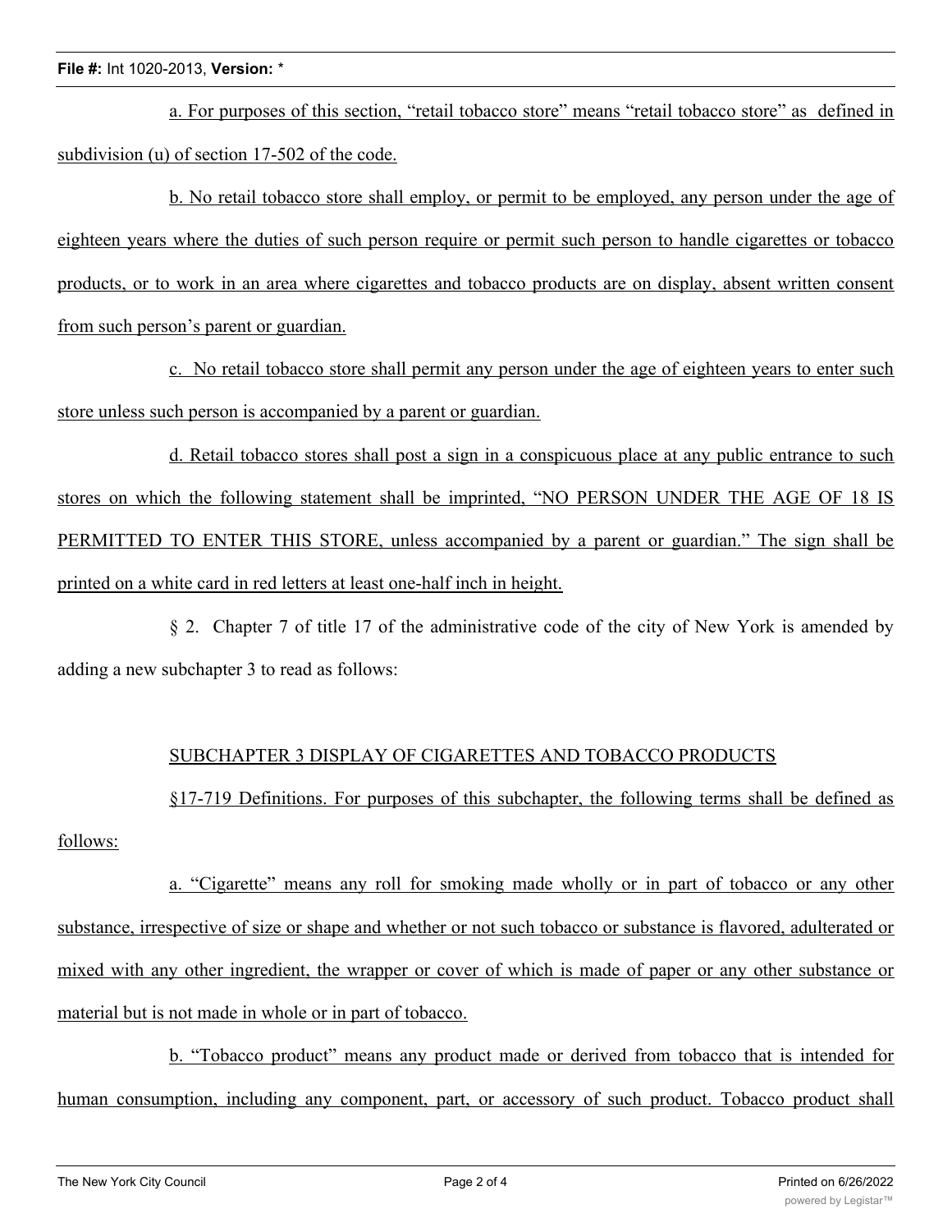a. For purposes of this section, "retail tobacco store" means "retail tobacco store" as defined in subdivision (u) of section 17-502 of the code.

b. No retail tobacco store shall employ, or permit to be employed, any person under the age of eighteen years where the duties of such person require or permit such person to handle cigarettes or tobacco products, or to work in an area where cigarettes and tobacco products are on display, absent written consent from such person's parent or guardian.

c. No retail tobacco store shall permit any person under the age of eighteen years to enter such store unless such person is accompanied by a parent or guardian.

d. Retail tobacco stores shall post a sign in a conspicuous place at any public entrance to such stores on which the following statement shall be imprinted, "NO PERSON UNDER THE AGE OF 18 IS PERMITTED TO ENTER THIS STORE, unless accompanied by a parent or guardian." The sign shall be printed on a white card in red letters at least one-half inch in height.

§ 2. Chapter 7 of title 17 of the administrative code of the city of New York is amended by adding a new subchapter 3 to read as follows:

SUBCHAPTER 3 DISPLAY OF CIGARETTES AND TOBACCO PRODUCTS

§17-719 Definitions. For purposes of this subchapter, the following terms shall be defined as follows:

a. "Cigarette" means any roll for smoking made wholly or in part of tobacco or any other substance, irrespective of size or shape and whether or not such tobacco or substance is flavored, adulterated or mixed with any other ingredient, the wrapper or cover of which is made of paper or any other substance or material but is not made in whole or in part of tobacco.

b. "Tobacco product" means any product made or derived from tobacco that is intended for human consumption, including any component, part, or accessory of such product. Tobacco product shall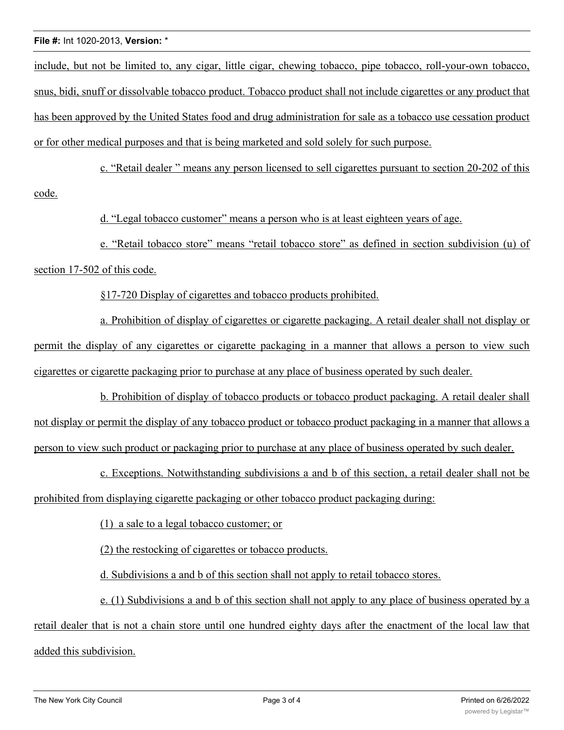include, but not be limited to, any cigar, little cigar, chewing tobacco, pipe tobacco, roll-your-own tobacco, snus, bidi, snuff or dissolvable tobacco product. Tobacco product shall not include cigarettes or any product that has been approved by the United States food and drug administration for sale as a tobacco use cessation product or for other medical purposes and that is being marketed and sold solely for such purpose.

c. "Retail dealer " means any person licensed to sell cigarettes pursuant to section 20-202 of this code.

d. "Legal tobacco customer" means a person who is at least eighteen years of age.

e. "Retail tobacco store" means "retail tobacco store" as defined in section subdivision (u) of section 17-502 of this code.

§17-720 Display of cigarettes and tobacco products prohibited.

a. Prohibition of display of cigarettes or cigarette packaging. A retail dealer shall not display or permit the display of any cigarettes or cigarette packaging in a manner that allows a person to view such cigarettes or cigarette packaging prior to purchase at any place of business operated by such dealer.

b. Prohibition of display of tobacco products or tobacco product packaging. A retail dealer shall not display or permit the display of any tobacco product or tobacco product packaging in a manner that allows a person to view such product or packaging prior to purchase at any place of business operated by such dealer.

c. Exceptions. Notwithstanding subdivisions a and b of this section, a retail dealer shall not be prohibited from displaying cigarette packaging or other tobacco product packaging during:

(1) a sale to a legal tobacco customer; or

(2) the restocking of cigarettes or tobacco products.

d. Subdivisions a and b of this section shall not apply to retail tobacco stores.

e. (1) Subdivisions a and b of this section shall not apply to any place of business operated by a retail dealer that is not a chain store until one hundred eighty days after the enactment of the local law that added this subdivision.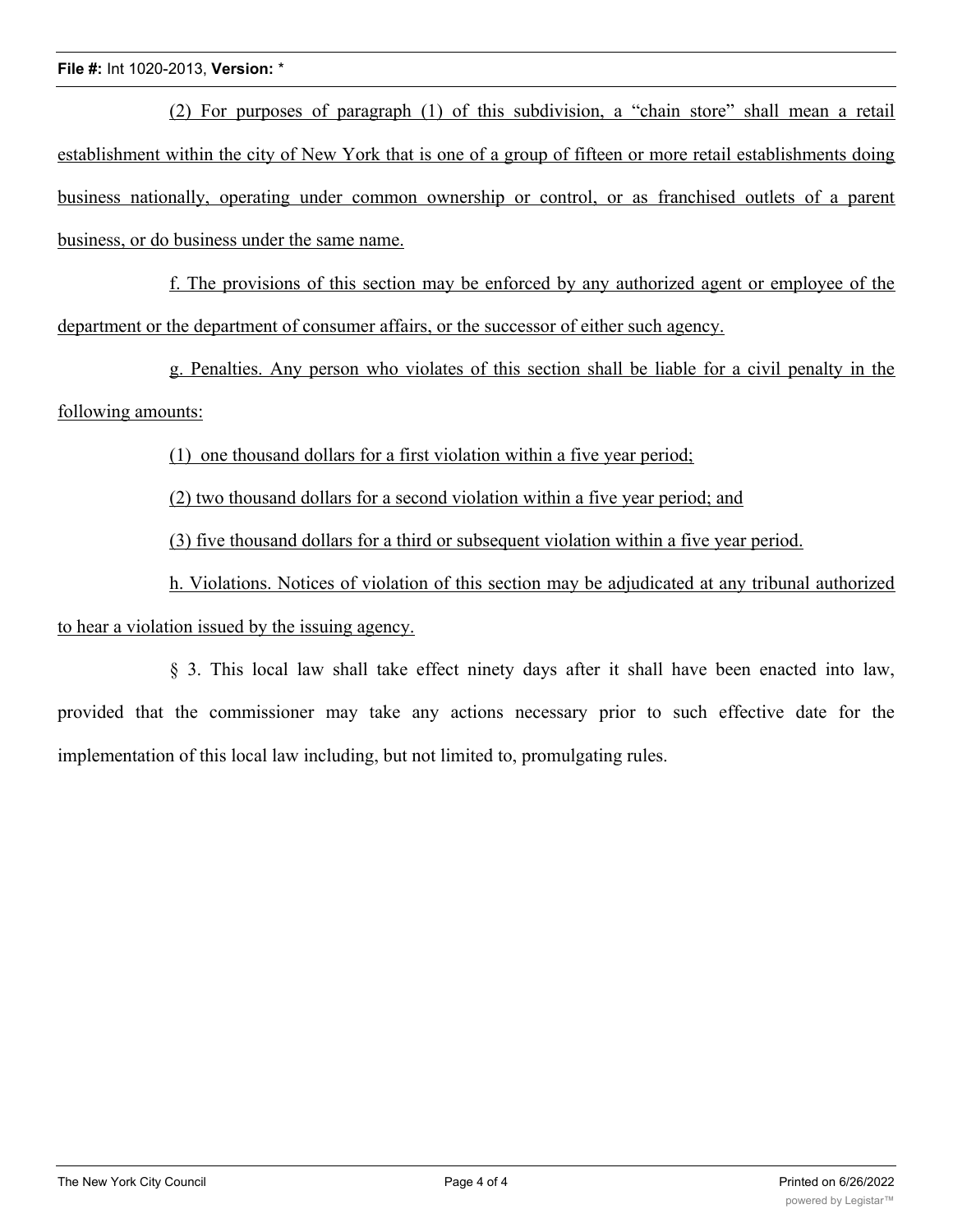(2) For purposes of paragraph (1) of this subdivision, a "chain store" shall mean a retail establishment within the city of New York that is one of a group of fifteen or more retail establishments doing business nationally, operating under common ownership or control, or as franchised outlets of a parent business, or do business under the same name.

f. The provisions of this section may be enforced by any authorized agent or employee of the department or the department of consumer affairs, or the successor of either such agency.

g. Penalties. Any person who violates of this section shall be liable for a civil penalty in the following amounts:

(1) one thousand dollars for a first violation within a five year period;

(2) two thousand dollars for a second violation within a five year period; and

(3) five thousand dollars for a third or subsequent violation within a five year period.

h. Violations. Notices of violation of this section may be adjudicated at any tribunal authorized to hear a violation issued by the issuing agency.

§ 3. This local law shall take effect ninety days after it shall have been enacted into law, provided that the commissioner may take any actions necessary prior to such effective date for the implementation of this local law including, but not limited to, promulgating rules.